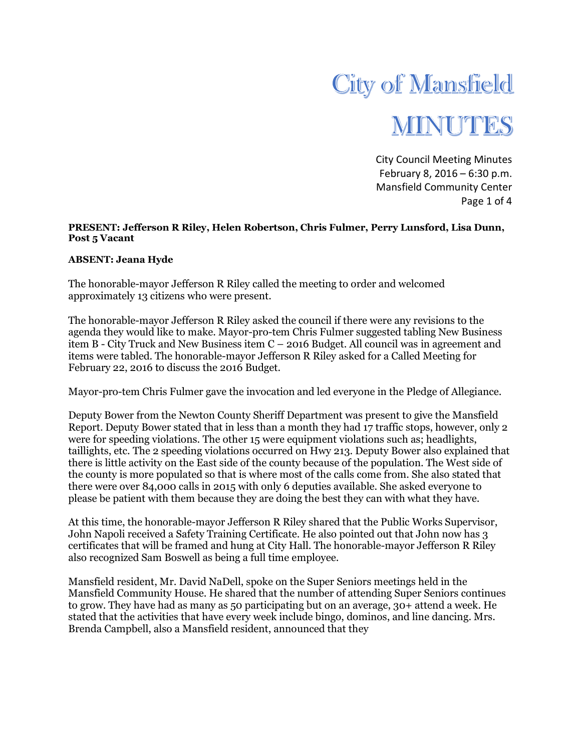# City of Mansfield

# MINUTES

City Council Meeting Minutes
February 8, 2016 – 6:30 p.m.
Mansfield Community Center

**PRESENT: Jefferson R Riley, Helen Robertson, Chris Fulmer, Perry Lunsford, Lisa Dunn, Post 5 Vacant**

**ABSENT: Jeana Hyde**

The honorable-mayor Jefferson R Riley called the meeting to order and welcomed approximately 13 citizens who were present.

The honorable-mayor Jefferson R Riley asked the council if there were any revisions to the agenda they would like to make. Mayor-pro-tem Chris Fulmer suggested tabling New Business item B - City Truck and New Business item C – 2016 Budget. All council was in agreement and items were tabled. The honorable-mayor Jefferson R Riley asked for a Called Meeting for February 22, 2016 to discuss the 2016 Budget.

Mayor-pro-tem Chris Fulmer gave the invocation and led everyone in the Pledge of Allegiance.

Deputy Bower from the Newton County Sheriff Department was present to give the Mansfield Report. Deputy Bower stated that in less than a month they had 17 traffic stops, however, only 2 were for speeding violations. The other 15 were equipment violations such as; headlights, taillights, etc. The 2 speeding violations occurred on Hwy 213. Deputy Bower also explained that there is little activity on the East side of the county because of the population. The West side of the county is more populated so that is where most of the calls come from. She also stated that there were over 84,000 calls in 2015 with only 6 deputies available. She asked everyone to please be patient with them because they are doing the best they can with what they have.

At this time, the honorable-mayor Jefferson R Riley shared that the Public Works Supervisor, John Napoli received a Safety Training Certificate. He also pointed out that John now has 3 certificates that will be framed and hung at City Hall. The honorable-mayor Jefferson R Riley also recognized Sam Boswell as being a full time employee.

Mansfield resident, Mr. David NaDell, spoke on the Super Seniors meetings held in the Mansfield Community House. He shared that the number of attending Super Seniors continues to grow. They have had as many as 50 participating but on an average, 30+ attend a week. He stated that the activities that have every week include bingo, dominos, and line dancing. Mrs. Brenda Campbell, also a Mansfield resident, announced that they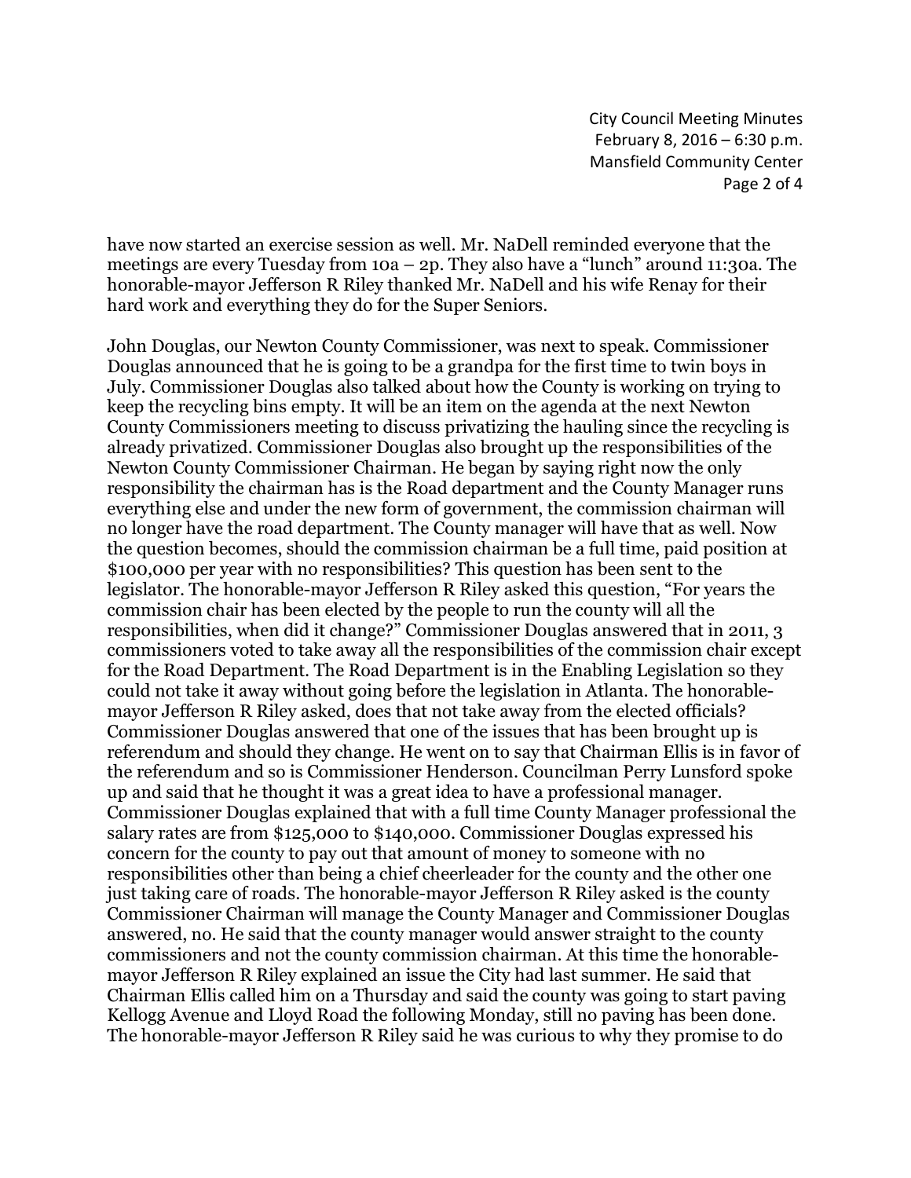have now started an exercise session as well. Mr. NaDell reminded everyone that the meetings are every Tuesday from 10a – 2p. They also have a "lunch" around 11:30a. The honorable-mayor Jefferson R Riley thanked Mr. NaDell and his wife Renay for their hard work and everything they do for the Super Seniors.

John Douglas, our Newton County Commissioner, was next to speak. Commissioner Douglas announced that he is going to be a grandpa for the first time to twin boys in July. Commissioner Douglas also talked about how the County is working on trying to keep the recycling bins empty. It will be an item on the agenda at the next Newton County Commissioners meeting to discuss privatizing the hauling since the recycling is already privatized. Commissioner Douglas also brought up the responsibilities of the Newton County Commissioner Chairman. He began by saying right now the only responsibility the chairman has is the Road department and the County Manager runs everything else and under the new form of government, the commission chairman will no longer have the road department. The County manager will have that as well. Now the question becomes, should the commission chairman be a full time, paid position at $100,000 per year with no responsibilities? This question has been sent to the legislator. The honorable-mayor Jefferson R Riley asked this question, "For years the commission chair has been elected by the people to run the county will all the responsibilities, when did it change?" Commissioner Douglas answered that in 2011, 3 commissioners voted to take away all the responsibilities of the commission chair except for the Road Department. The Road Department is in the Enabling Legislation so they could not take it away without going before the legislation in Atlanta. The honorable-mayor Jefferson R Riley asked, does that not take away from the elected officials? Commissioner Douglas answered that one of the issues that has been brought up is referendum and should they change. He went on to say that Chairman Ellis is in favor of the referendum and so is Commissioner Henderson. Councilman Perry Lunsford spoke up and said that he thought it was a great idea to have a professional manager. Commissioner Douglas explained that with a full time County Manager professional the salary rates are from $125,000 to $140,000. Commissioner Douglas expressed his concern for the county to pay out that amount of money to someone with no responsibilities other than being a chief cheerleader for the county and the other one just taking care of roads. The honorable-mayor Jefferson R Riley asked is the county Commissioner Chairman will manage the County Manager and Commissioner Douglas answered, no. He said that the county manager would answer straight to the county commissioners and not the county commission chairman. At this time the honorable-mayor Jefferson R Riley explained an issue the City had last summer. He said that Chairman Ellis called him on a Thursday and said the county was going to start paving Kellogg Avenue and Lloyd Road the following Monday, still no paving has been done. The honorable-mayor Jefferson R Riley said he was curious to why they promise to do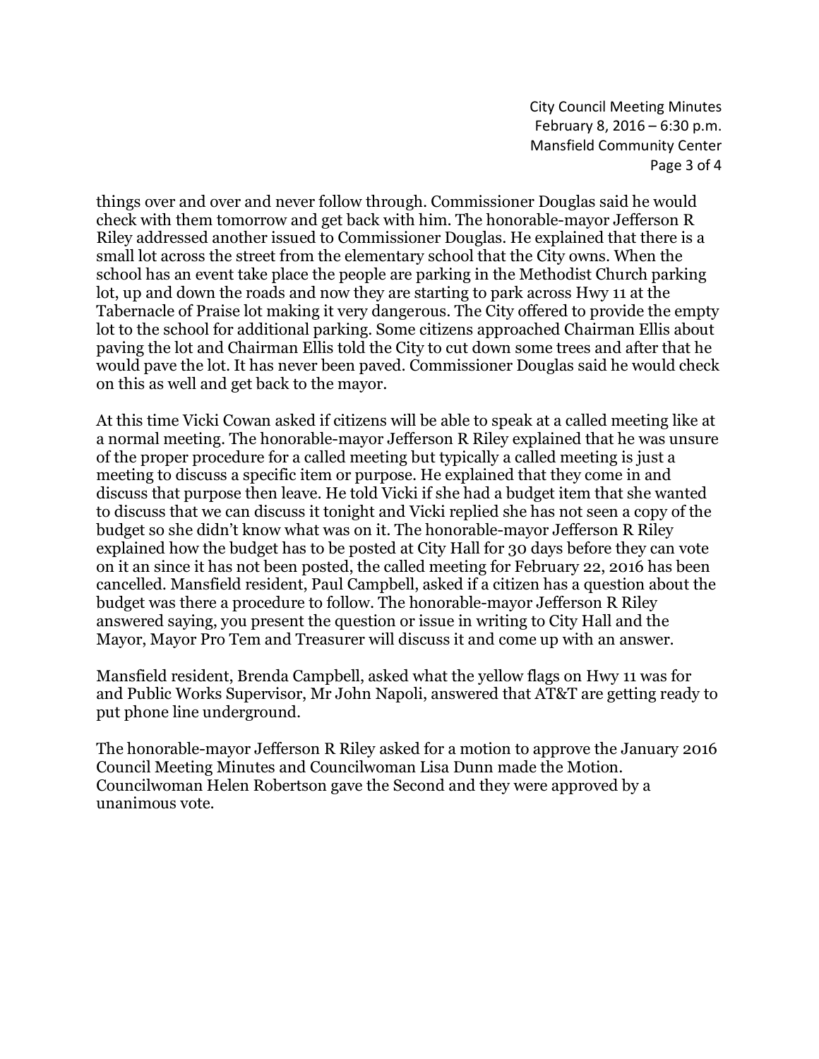things over and over and never follow through. Commissioner Douglas said he would check with them tomorrow and get back with him. The honorable-mayor Jefferson R Riley addressed another issued to Commissioner Douglas. He explained that there is a small lot across the street from the elementary school that the City owns. When the school has an event take place the people are parking in the Methodist Church parking lot, up and down the roads and now they are starting to park across Hwy 11 at the Tabernacle of Praise lot making it very dangerous. The City offered to provide the empty lot to the school for additional parking. Some citizens approached Chairman Ellis about paving the lot and Chairman Ellis told the City to cut down some trees and after that he would pave the lot. It has never been paved. Commissioner Douglas said he would check on this as well and get back to the mayor.

At this time Vicki Cowan asked if citizens will be able to speak at a called meeting like at a normal meeting. The honorable-mayor Jefferson R Riley explained that he was unsure of the proper procedure for a called meeting but typically a called meeting is just a meeting to discuss a specific item or purpose. He explained that they come in and discuss that purpose then leave. He told Vicki if she had a budget item that she wanted to discuss that we can discuss it tonight and Vicki replied she has not seen a copy of the budget so she didn't know what was on it. The honorable-mayor Jefferson R Riley explained how the budget has to be posted at City Hall for 30 days before they can vote on it an since it has not been posted, the called meeting for February 22, 2016 has been cancelled. Mansfield resident, Paul Campbell, asked if a citizen has a question about the budget was there a procedure to follow. The honorable-mayor Jefferson R Riley answered saying, you present the question or issue in writing to City Hall and the Mayor, Mayor Pro Tem and Treasurer will discuss it and come up with an answer.

Mansfield resident, Brenda Campbell, asked what the yellow flags on Hwy 11 was for and Public Works Supervisor, Mr John Napoli, answered that AT&T are getting ready to put phone line underground.

The honorable-mayor Jefferson R Riley asked for a motion to approve the January 2016 Council Meeting Minutes and Councilwoman Lisa Dunn made the Motion. Councilwoman Helen Robertson gave the Second and they were approved by a unanimous vote.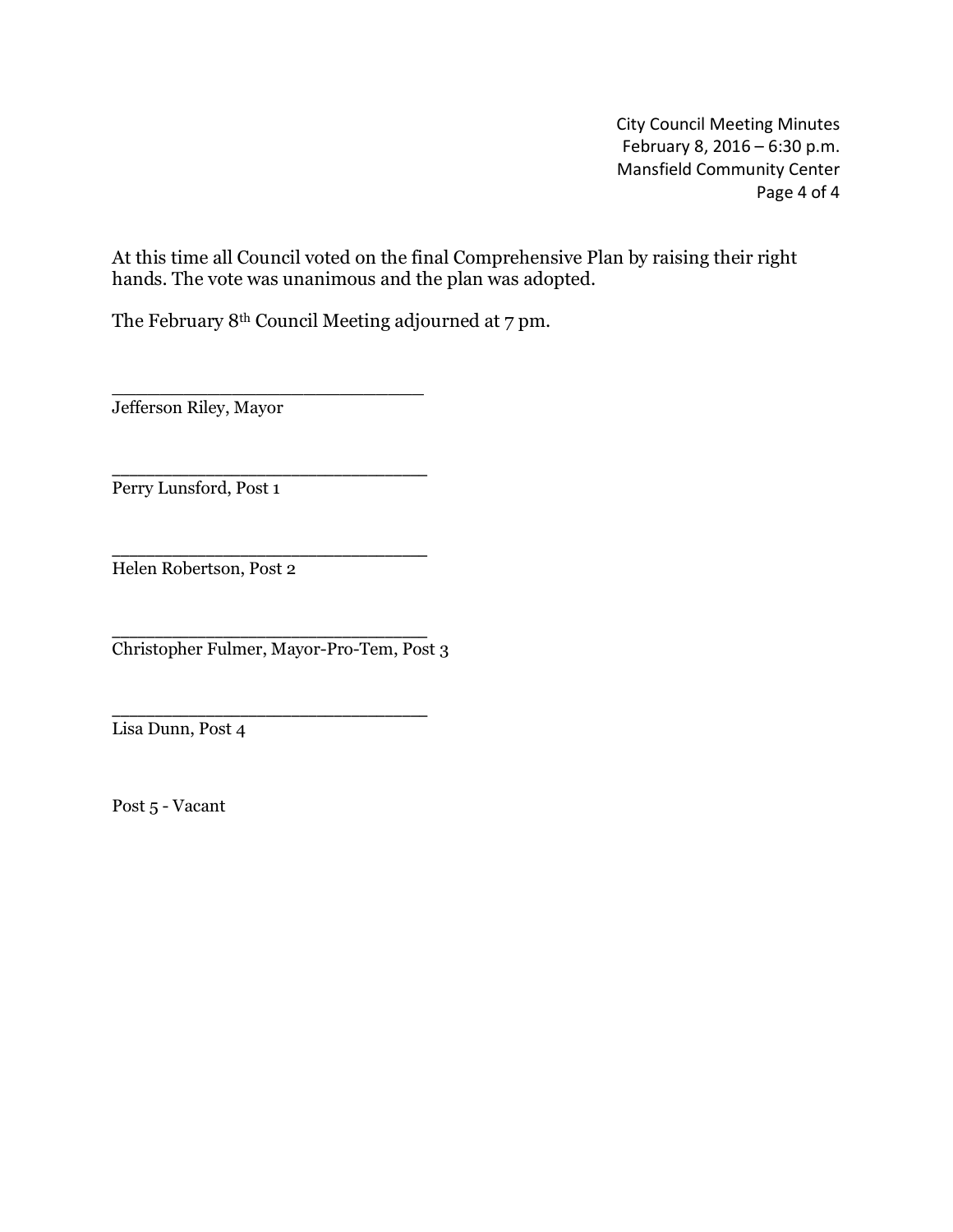At this time all Council voted on the final Comprehensive Plan by raising their right hands. The vote was unanimous and the plan was adopted.

The February 8th Council Meeting adjourned at 7 pm.

____________________________
Jefferson Riley, Mayor

____________________________
Perry Lunsford, Post 1

____________________________
Helen Robertson, Post 2

____________________________
Christopher Fulmer, Mayor-Pro-Tem, Post 3

____________________________
Lisa Dunn, Post 4

Post 5 - Vacant